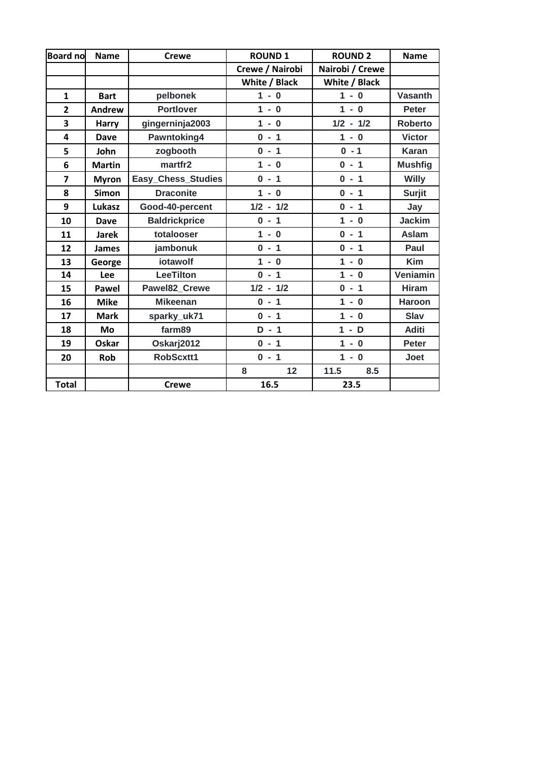| Board no | Name | Crewe | ROUND 1 | ROUND 2 | Name |
|---|---|---|---|---|---|
| | | | Crewe / Nairobi | Nairobi / Crewe | |
| | | | White / Black | White / Black | |
| 1 | Bart | pelbonek | 1 - 0 | 1 - 0 | Vasanth |
| 2 | Andrew | Portlover | 1 - 0 | 1 - 0 | Peter |
| 3 | Harry | gingerninja2003 | 1 - 0 | 1/2 - 1/2 | Roberto |
| 4 | Dave | Pawntoking4 | 0 - 1 | 1 - 0 | Victor |
| 5 | John | zogbooth | 0 - 1 | 0 - 1 | Karan |
| 6 | Martin | martfr2 | 1 - 0 | 0 - 1 | Mushfig |
| 7 | Myron | Easy_Chess_Studies | 0 - 1 | 0 - 1 | Willy |
| 8 | Simon | Draconite | 1 - 0 | 0 - 1 | Surjit |
| 9 | Lukasz | Good-40-percent | 1/2 - 1/2 | 0 - 1 | Jay |
| 10 | Dave | Baldrickprice | 0 - 1 | 1 - 0 | Jackim |
| 11 | Jarek | totalooser | 1 - 0 | 0 - 1 | Aslam |
| 12 | James | jambonuk | 0 - 1 | 0 - 1 | Paul |
| 13 | George | iotawolf | 1 - 0 | 1 - 0 | Kim |
| 14 | Lee | LeeTilton | 0 - 1 | 1 - 0 | Veniamin |
| 15 | Pawel | Pawel82_Crewe | 1/2 - 1/2 | 0 - 1 | Hiram |
| 16 | Mike | Mikeenan | 0 - 1 | 1 - 0 | Haroon |
| 17 | Mark | sparky_uk71 | 0 - 1 | 1 - 0 | Slav |
| 18 | Mo | farm89 | D - 1 | 1 - D | Aditi |
| 19 | Oskar | Oskarj2012 | 0 - 1 | 1 - 0 | Peter |
| 20 | Rob | RobScxtt1 | 0 - 1 | 1 - 0 | Joet |
| | | | 8 12 | 11.5 8.5 | |
| Total | | Crewe | 16.5 | 23.5 | |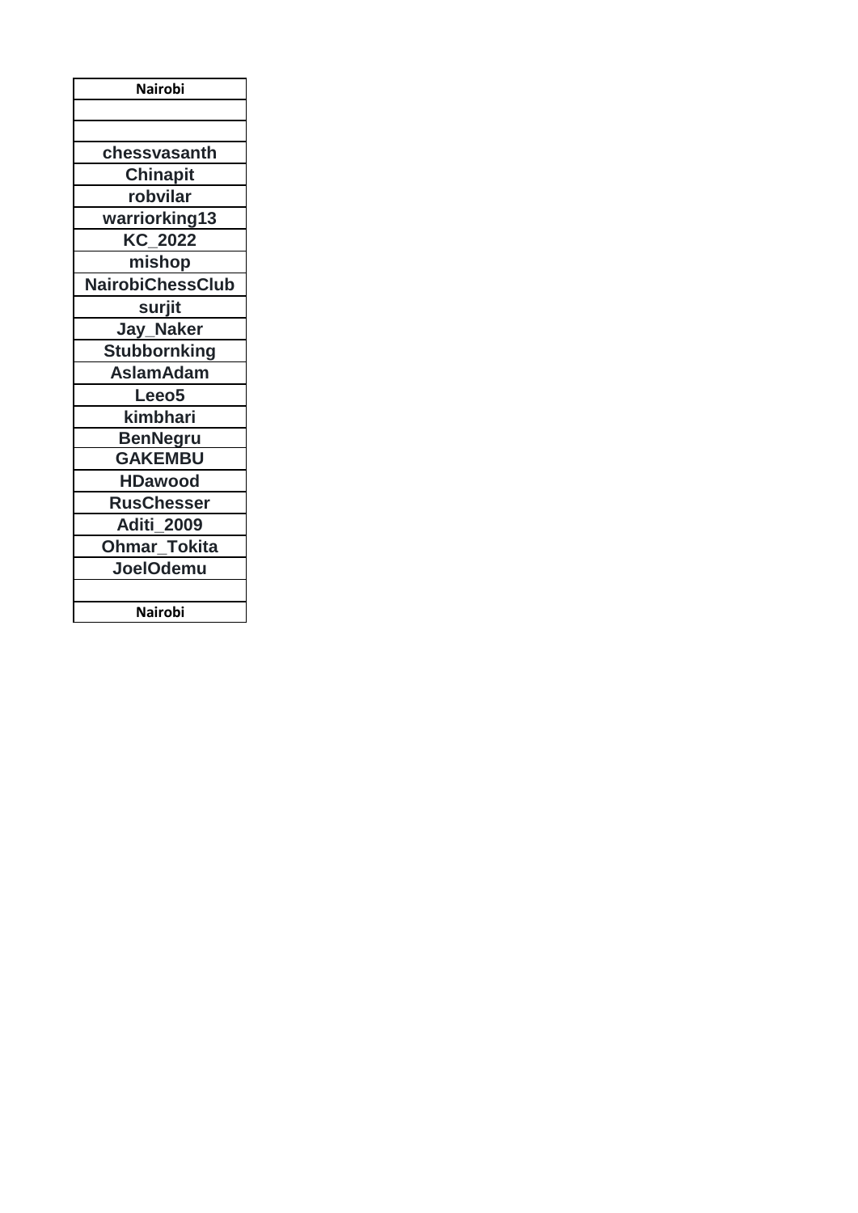| Nairobi |
| --- |
| |
| |
| chessvasanth |
| Chinapit |
| robvilar |
| warriorking13 |
| KC_2022 |
| mishop |
| NairobiChessClub |
| surjit |
| Jay_Naker |
| Stubbornking |
| AslamAdam |
| Leeo5 |
| kimbhari |
| BenNegru |
| GAKEMBU |
| HDawood |
| RusChesser |
| Aditi_2009 |
| Ohmar_Tokita |
| JoelOdemu |
| |
| Nairobi |